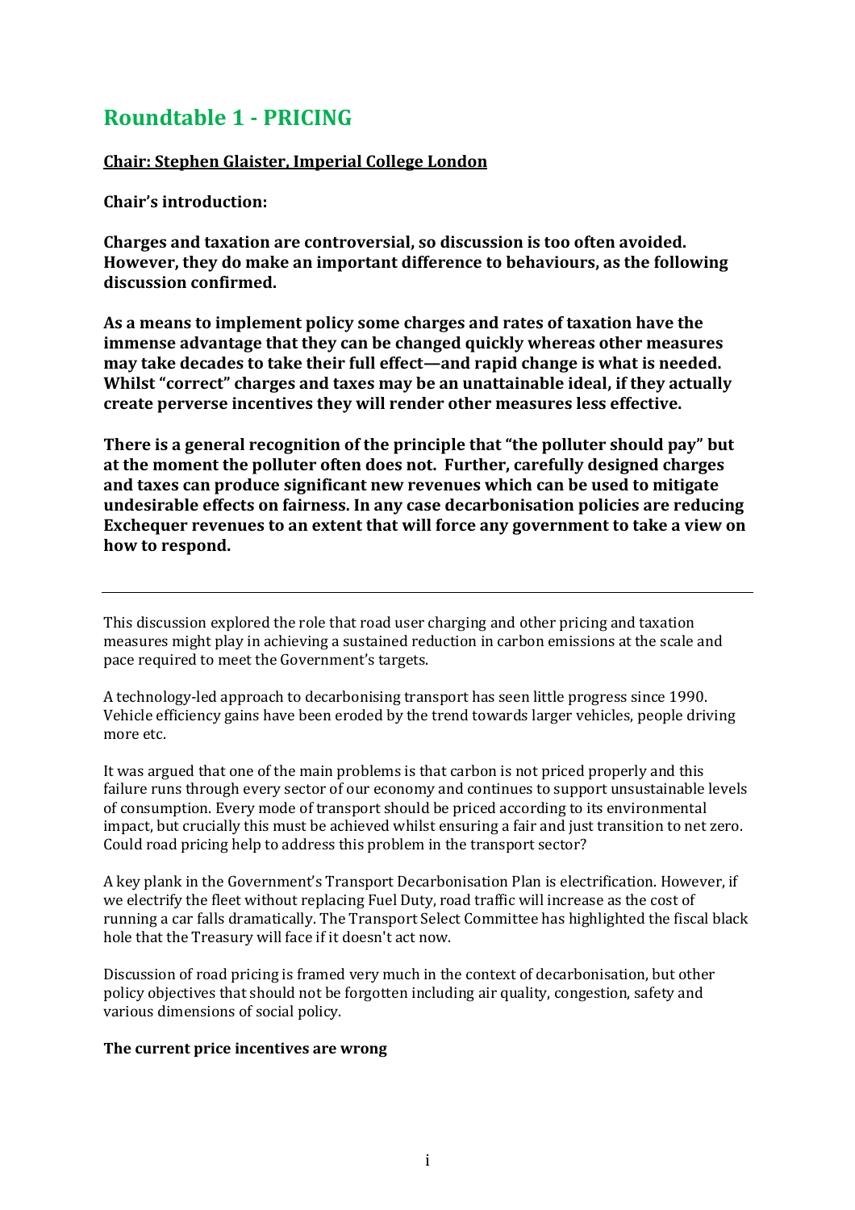# Roundtable 1 - PRICING

**Chair: Stephen Glaister, Imperial College London**

**Chair's introduction:**

**Charges and taxation are controversial, so discussion is too often avoided. However, they do make an important difference to behaviours, as the following discussion confirmed.**

**As a means to implement policy some charges and rates of taxation have the immense advantage that they can be changed quickly whereas other measures may take decades to take their full effect—and rapid change is what is needed. Whilst "correct" charges and taxes may be an unattainable ideal, if they actually create perverse incentives they will render other measures less effective.**

**There is a general recognition of the principle that "the polluter should pay" but at the moment the polluter often does not. Further, carefully designed charges and taxes can produce significant new revenues which can be used to mitigate undesirable effects on fairness. In any case decarbonisation policies are reducing Exchequer revenues to an extent that will force any government to take a view on how to respond.**

---

This discussion explored the role that road user charging and other pricing and taxation measures might play in achieving a sustained reduction in carbon emissions at the scale and pace required to meet the Government's targets.

A technology-led approach to decarbonising transport has seen little progress since 1990. Vehicle efficiency gains have been eroded by the trend towards larger vehicles, people driving more etc.

It was argued that one of the main problems is that carbon is not priced properly and this failure runs through every sector of our economy and continues to support unsustainable levels of consumption. Every mode of transport should be priced according to its environmental impact, but crucially this must be achieved whilst ensuring a fair and just transition to net zero. Could road pricing help to address this problem in the transport sector?

A key plank in the Government's Transport Decarbonisation Plan is electrification. However, if we electrify the fleet without replacing Fuel Duty, road traffic will increase as the cost of running a car falls dramatically. The Transport Select Committee has highlighted the fiscal black hole that the Treasury will face if it doesn't act now.

Discussion of road pricing is framed very much in the context of decarbonisation, but other policy objectives that should not be forgotten including air quality, congestion, safety and various dimensions of social policy.

**The current price incentives are wrong**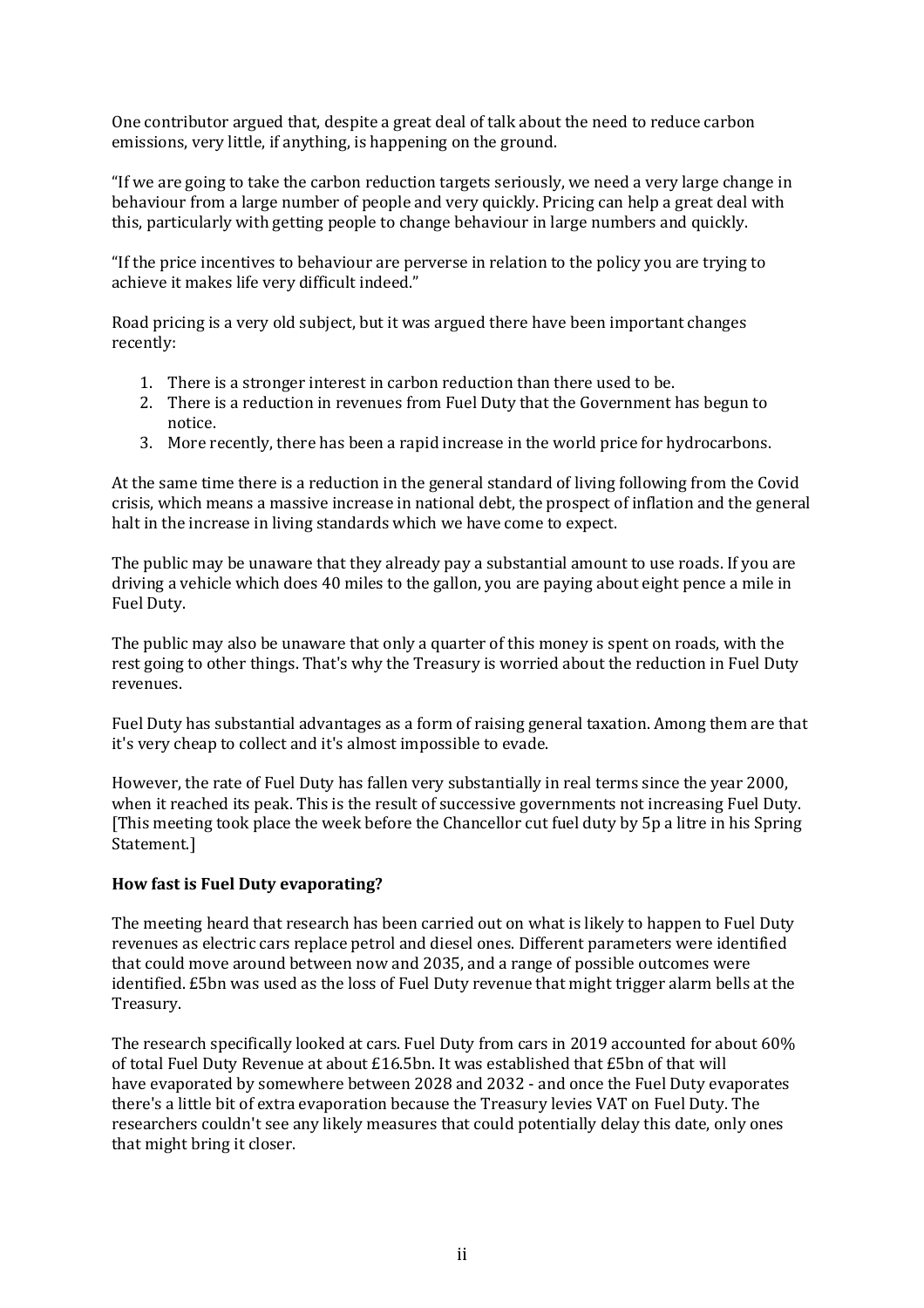One contributor argued that, despite a great deal of talk about the need to reduce carbon emissions, very little, if anything, is happening on the ground.

"If we are going to take the carbon reduction targets seriously, we need a very large change in behaviour from a large number of people and very quickly. Pricing can help a great deal with this, particularly with getting people to change behaviour in large numbers and quickly.

"If the price incentives to behaviour are perverse in relation to the policy you are trying to achieve it makes life very difficult indeed."

Road pricing is a very old subject, but it was argued there have been important changes recently:

1. There is a stronger interest in carbon reduction than there used to be.
2. There is a reduction in revenues from Fuel Duty that the Government has begun to notice.
3. More recently, there has been a rapid increase in the world price for hydrocarbons.

At the same time there is a reduction in the general standard of living following from the Covid crisis, which means a massive increase in national debt, the prospect of inflation and the general halt in the increase in living standards which we have come to expect.

The public may be unaware that they already pay a substantial amount to use roads. If you are driving a vehicle which does 40 miles to the gallon, you are paying about eight pence a mile in Fuel Duty.

The public may also be unaware that only a quarter of this money is spent on roads, with the rest going to other things. That's why the Treasury is worried about the reduction in Fuel Duty revenues.

Fuel Duty has substantial advantages as a form of raising general taxation. Among them are that it's very cheap to collect and it's almost impossible to evade.

However, the rate of Fuel Duty has fallen very substantially in real terms since the year 2000, when it reached its peak. This is the result of successive governments not increasing Fuel Duty. [This meeting took place the week before the Chancellor cut fuel duty by 5p a litre in his Spring Statement.]

**How fast is Fuel Duty evaporating?**

The meeting heard that research has been carried out on what is likely to happen to Fuel Duty revenues as electric cars replace petrol and diesel ones. Different parameters were identified that could move around between now and 2035, and a range of possible outcomes were identified. £5bn was used as the loss of Fuel Duty revenue that might trigger alarm bells at the Treasury.

The research specifically looked at cars. Fuel Duty from cars in 2019 accounted for about 60% of total Fuel Duty Revenue at about £16.5bn. It was established that £5bn of that will have evaporated by somewhere between 2028 and 2032 - and once the Fuel Duty evaporates there's a little bit of extra evaporation because the Treasury levies VAT on Fuel Duty. The researchers couldn't see any likely measures that could potentially delay this date, only ones that might bring it closer.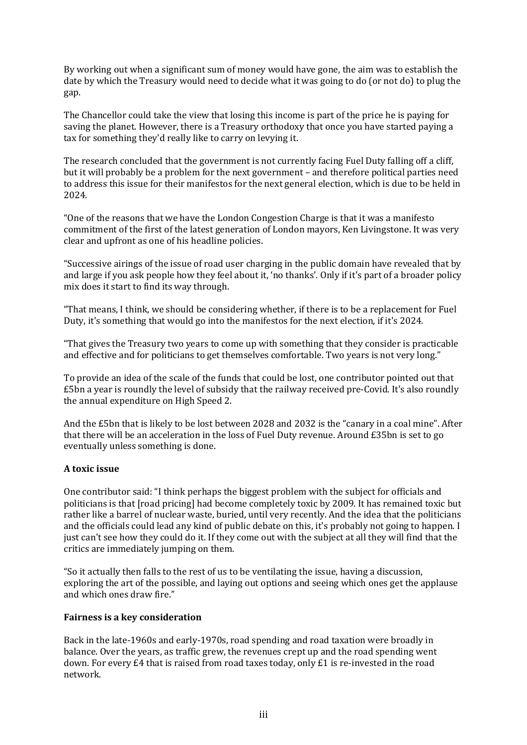By working out when a significant sum of money would have gone, the aim was to establish the date by which the Treasury would need to decide what it was going to do (or not do) to plug the gap.

The Chancellor could take the view that losing this income is part of the price he is paying for saving the planet. However, there is a Treasury orthodoxy that once you have started paying a tax for something they'd really like to carry on levying it.

The research concluded that the government is not currently facing Fuel Duty falling off a cliff, but it will probably be a problem for the next government – and therefore political parties need to address this issue for their manifestos for the next general election, which is due to be held in 2024.

"One of the reasons that we have the London Congestion Charge is that it was a manifesto commitment of the first of the latest generation of London mayors, Ken Livingstone. It was very clear and upfront as one of his headline policies.

"Successive airings of the issue of road user charging in the public domain have revealed that by and large if you ask people how they feel about it, 'no thanks'. Only if it's part of a broader policy mix does it start to find its way through.

"That means, I think, we should be considering whether, if there is to be a replacement for Fuel Duty, it's something that would go into the manifestos for the next election, if it's 2024.

"That gives the Treasury two years to come up with something that they consider is practicable and effective and for politicians to get themselves comfortable. Two years is not very long."

To provide an idea of the scale of the funds that could be lost, one contributor pointed out that £5bn a year is roundly the level of subsidy that the railway received pre-Covid. It's also roundly the annual expenditure on High Speed 2.

And the £5bn that is likely to be lost between 2028 and 2032 is the "canary in a coal mine". After that there will be an acceleration in the loss of Fuel Duty revenue. Around £35bn is set to go eventually unless something is done.

**A toxic issue**

One contributor said: "I think perhaps the biggest problem with the subject for officials and politicians is that [road pricing] had become completely toxic by 2009. It has remained toxic but rather like a barrel of nuclear waste, buried, until very recently. And the idea that the politicians and the officials could lead any kind of public debate on this, it's probably not going to happen. I just can't see how they could do it. If they come out with the subject at all they will find that the critics are immediately jumping on them.

"So it actually then falls to the rest of us to be ventilating the issue, having a discussion, exploring the art of the possible, and laying out options and seeing which ones get the applause and which ones draw fire."

**Fairness is a key consideration**

Back in the late-1960s and early-1970s, road spending and road taxation were broadly in balance. Over the years, as traffic grew, the revenues crept up and the road spending went down. For every £4 that is raised from road taxes today, only £1 is re-invested in the road network.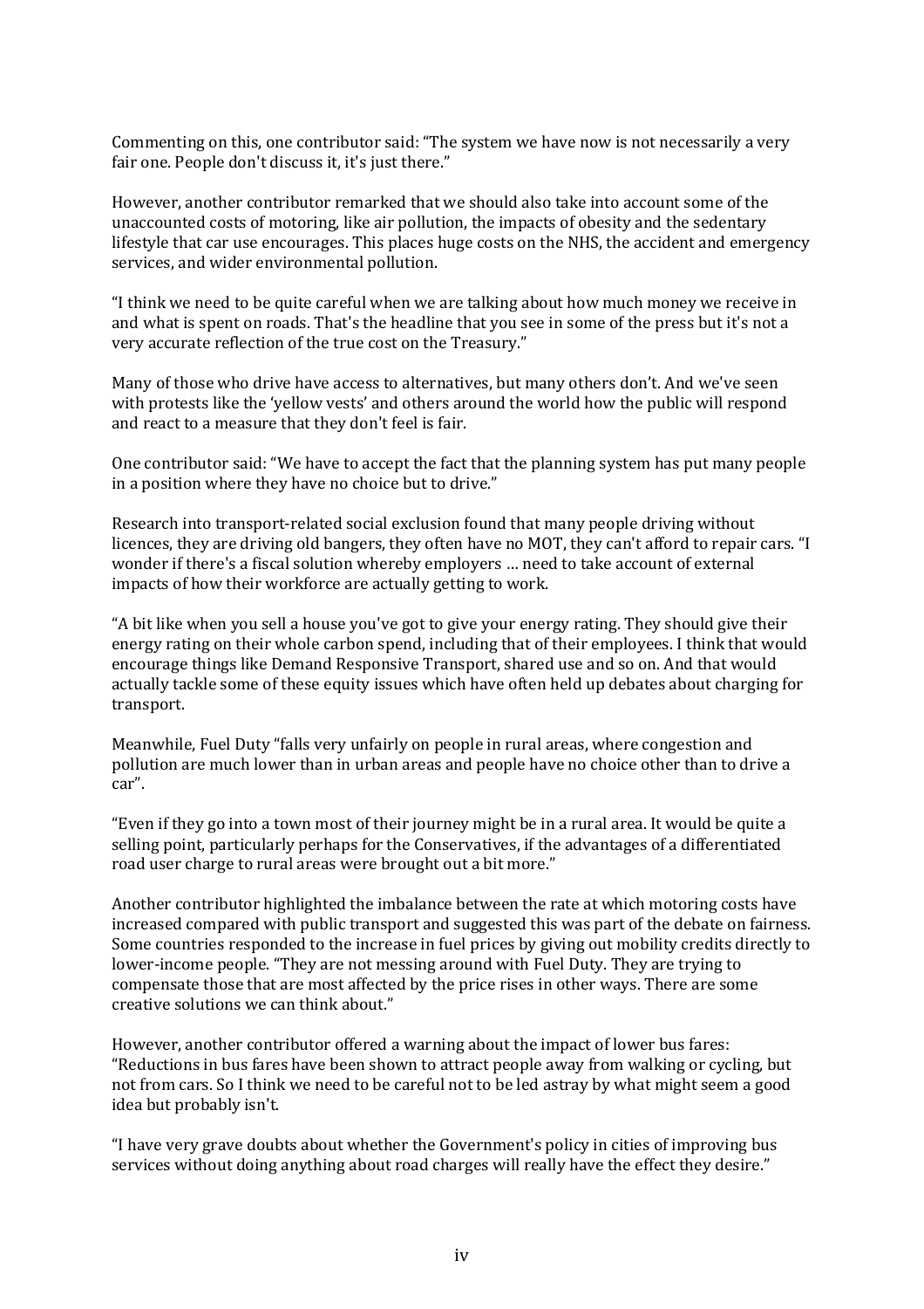Commenting on this, one contributor said: “The system we have now is not necessarily a very fair one. People don't discuss it, it's just there.”

However, another contributor remarked that we should also take into account some of the unaccounted costs of motoring, like air pollution, the impacts of obesity and the sedentary lifestyle that car use encourages. This places huge costs on the NHS, the accident and emergency services, and wider environmental pollution.

“I think we need to be quite careful when we are talking about how much money we receive in and what is spent on roads. That's the headline that you see in some of the press but it's not a very accurate reflection of the true cost on the Treasury.”

Many of those who drive have access to alternatives, but many others don’t. And we've seen with protests like the ‘yellow vests’ and others around the world how the public will respond and react to a measure that they don't feel is fair.

One contributor said: “We have to accept the fact that the planning system has put many people in a position where they have no choice but to drive.”

Research into transport-related social exclusion found that many people driving without licences, they are driving old bangers, they often have no MOT, they can't afford to repair cars. “I wonder if there's a fiscal solution whereby employers … need to take account of external impacts of how their workforce are actually getting to work.

“A bit like when you sell a house you've got to give your energy rating. They should give their energy rating on their whole carbon spend, including that of their employees. I think that would encourage things like Demand Responsive Transport, shared use and so on. And that would actually tackle some of these equity issues which have often held up debates about charging for transport.

Meanwhile, Fuel Duty “falls very unfairly on people in rural areas, where congestion and pollution are much lower than in urban areas and people have no choice other than to drive a car”.

“Even if they go into a town most of their journey might be in a rural area. It would be quite a selling point, particularly perhaps for the Conservatives, if the advantages of a differentiated road user charge to rural areas were brought out a bit more.”

Another contributor highlighted the imbalance between the rate at which motoring costs have increased compared with public transport and suggested this was part of the debate on fairness. Some countries responded to the increase in fuel prices by giving out mobility credits directly to lower-income people. “They are not messing around with Fuel Duty. They are trying to compensate those that are most affected by the price rises in other ways. There are some creative solutions we can think about.”

However, another contributor offered a warning about the impact of lower bus fares: “Reductions in bus fares have been shown to attract people away from walking or cycling, but not from cars. So I think we need to be careful not to be led astray by what might seem a good idea but probably isn't.

“I have very grave doubts about whether the Government's policy in cities of improving bus services without doing anything about road charges will really have the effect they desire.”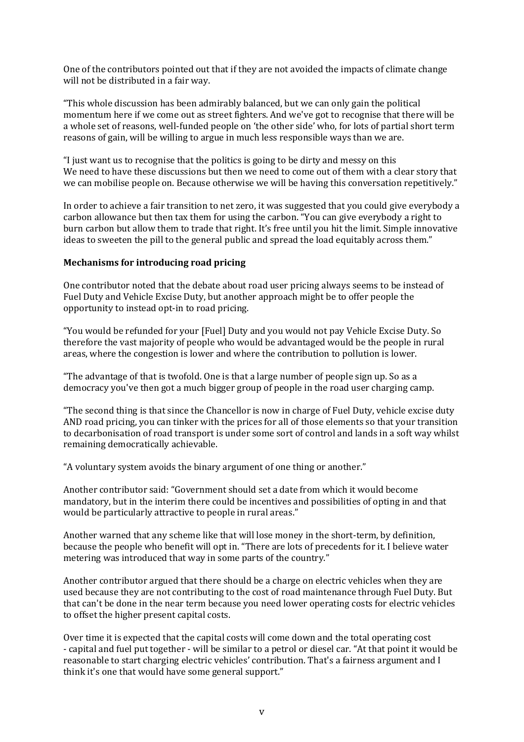One of the contributors pointed out that if they are not avoided the impacts of climate change will not be distributed in a fair way.

"This whole discussion has been admirably balanced, but we can only gain the political momentum here if we come out as street fighters. And we've got to recognise that there will be a whole set of reasons, well-funded people on 'the other side' who, for lots of partial short term reasons of gain, will be willing to argue in much less responsible ways than we are.

"I just want us to recognise that the politics is going to be dirty and messy on this We need to have these discussions but then we need to come out of them with a clear story that we can mobilise people on. Because otherwise we will be having this conversation repetitively."

In order to achieve a fair transition to net zero, it was suggested that you could give everybody a carbon allowance but then tax them for using the carbon. "You can give everybody a right to burn carbon but allow them to trade that right. It's free until you hit the limit. Simple innovative ideas to sweeten the pill to the general public and spread the load equitably across them."

**Mechanisms for introducing road pricing**

One contributor noted that the debate about road user pricing always seems to be instead of Fuel Duty and Vehicle Excise Duty, but another approach might be to offer people the opportunity to instead opt-in to road pricing.

"You would be refunded for your [Fuel] Duty and you would not pay Vehicle Excise Duty. So therefore the vast majority of people who would be advantaged would be the people in rural areas, where the congestion is lower and where the contribution to pollution is lower.

"The advantage of that is twofold. One is that a large number of people sign up. So as a democracy you've then got a much bigger group of people in the road user charging camp.

"The second thing is that since the Chancellor is now in charge of Fuel Duty, vehicle excise duty AND road pricing, you can tinker with the prices for all of those elements so that your transition to decarbonisation of road transport is under some sort of control and lands in a soft way whilst remaining democratically achievable.

"A voluntary system avoids the binary argument of one thing or another."

Another contributor said: "Government should set a date from which it would become mandatory, but in the interim there could be incentives and possibilities of opting in and that would be particularly attractive to people in rural areas."

Another warned that any scheme like that will lose money in the short-term, by definition, because the people who benefit will opt in. "There are lots of precedents for it. I believe water metering was introduced that way in some parts of the country."

Another contributor argued that there should be a charge on electric vehicles when they are used because they are not contributing to the cost of road maintenance through Fuel Duty. But that can't be done in the near term because you need lower operating costs for electric vehicles to offset the higher present capital costs.

Over time it is expected that the capital costs will come down and the total operating cost - capital and fuel put together - will be similar to a petrol or diesel car. "At that point it would be reasonable to start charging electric vehicles' contribution. That's a fairness argument and I think it's one that would have some general support."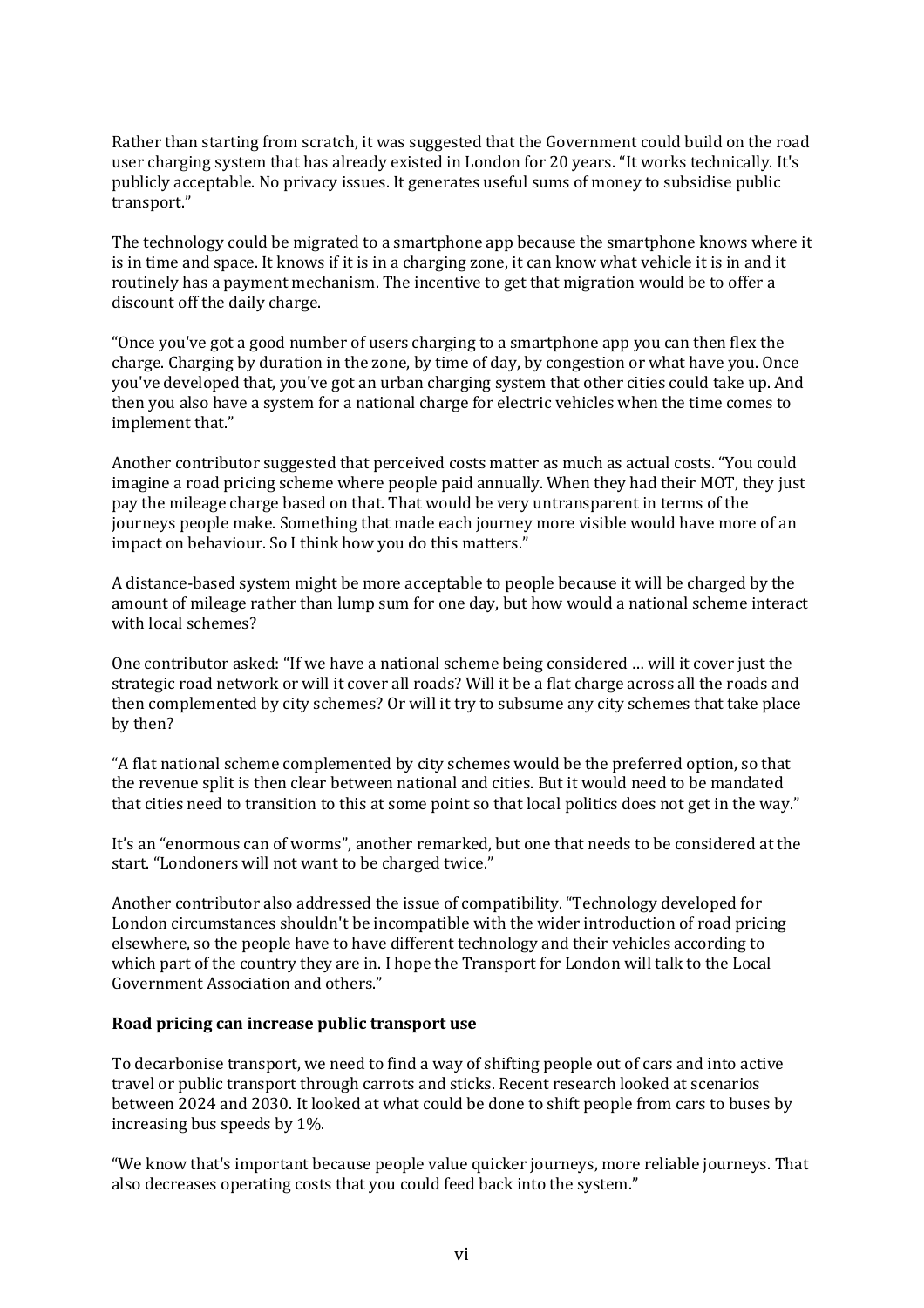Rather than starting from scratch, it was suggested that the Government could build on the road user charging system that has already existed in London for 20 years. "It works technically. It's publicly acceptable. No privacy issues. It generates useful sums of money to subsidise public transport."

The technology could be migrated to a smartphone app because the smartphone knows where it is in time and space. It knows if it is in a charging zone, it can know what vehicle it is in and it routinely has a payment mechanism. The incentive to get that migration would be to offer a discount off the daily charge.

"Once you've got a good number of users charging to a smartphone app you can then flex the charge. Charging by duration in the zone, by time of day, by congestion or what have you. Once you've developed that, you've got an urban charging system that other cities could take up. And then you also have a system for a national charge for electric vehicles when the time comes to implement that."

Another contributor suggested that perceived costs matter as much as actual costs. "You could imagine a road pricing scheme where people paid annually. When they had their MOT, they just pay the mileage charge based on that. That would be very untransparent in terms of the journeys people make. Something that made each journey more visible would have more of an impact on behaviour. So I think how you do this matters."

A distance-based system might be more acceptable to people because it will be charged by the amount of mileage rather than lump sum for one day, but how would a national scheme interact with local schemes?

One contributor asked: "If we have a national scheme being considered … will it cover just the strategic road network or will it cover all roads? Will it be a flat charge across all the roads and then complemented by city schemes? Or will it try to subsume any city schemes that take place by then?

"A flat national scheme complemented by city schemes would be the preferred option, so that the revenue split is then clear between national and cities. But it would need to be mandated that cities need to transition to this at some point so that local politics does not get in the way."

It's an "enormous can of worms", another remarked, but one that needs to be considered at the start. "Londoners will not want to be charged twice."

Another contributor also addressed the issue of compatibility. "Technology developed for London circumstances shouldn't be incompatible with the wider introduction of road pricing elsewhere, so the people have to have different technology and their vehicles according to which part of the country they are in. I hope the Transport for London will talk to the Local Government Association and others."

**Road pricing can increase public transport use**

To decarbonise transport, we need to find a way of shifting people out of cars and into active travel or public transport through carrots and sticks. Recent research looked at scenarios between 2024 and 2030. It looked at what could be done to shift people from cars to buses by increasing bus speeds by 1%.

"We know that's important because people value quicker journeys, more reliable journeys. That also decreases operating costs that you could feed back into the system."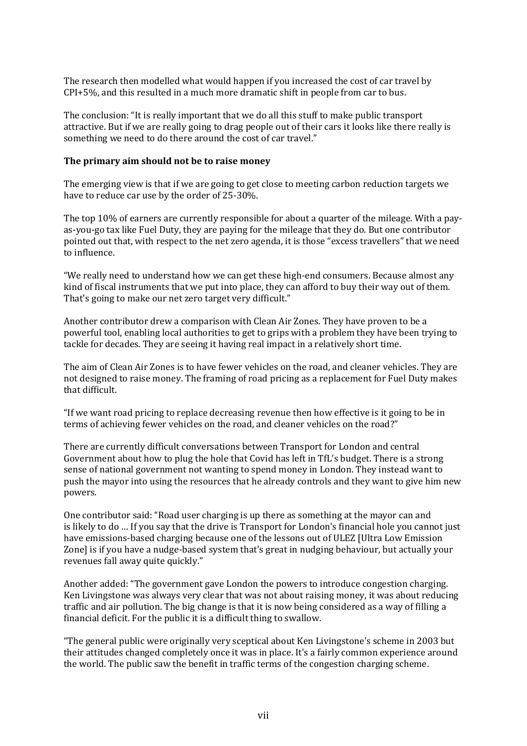The research then modelled what would happen if you increased the cost of car travel by CPI+5%, and this resulted in a much more dramatic shift in people from car to bus.

The conclusion: "It is really important that we do all this stuff to make public transport attractive. But if we are really going to drag people out of their cars it looks like there really is something we need to do there around the cost of car travel."

**The primary aim should not be to raise money**

The emerging view is that if we are going to get close to meeting carbon reduction targets we have to reduce car use by the order of 25-30%.

The top 10% of earners are currently responsible for about a quarter of the mileage. With a pay-as-you-go tax like Fuel Duty, they are paying for the mileage that they do. But one contributor pointed out that, with respect to the net zero agenda, it is those "excess travellers" that we need to influence.

"We really need to understand how we can get these high-end consumers. Because almost any kind of fiscal instruments that we put into place, they can afford to buy their way out of them. That's going to make our net zero target very difficult."

Another contributor drew a comparison with Clean Air Zones. They have proven to be a powerful tool, enabling local authorities to get to grips with a problem they have been trying to tackle for decades. They are seeing it having real impact in a relatively short time.

The aim of Clean Air Zones is to have fewer vehicles on the road, and cleaner vehicles. They are not designed to raise money. The framing of road pricing as a replacement for Fuel Duty makes that difficult.

"If we want road pricing to replace decreasing revenue then how effective is it going to be in terms of achieving fewer vehicles on the road, and cleaner vehicles on the road?"

There are currently difficult conversations between Transport for London and central Government about how to plug the hole that Covid has left in TfL's budget. There is a strong sense of national government not wanting to spend money in London. They instead want to push the mayor into using the resources that he already controls and they want to give him new powers.

One contributor said: "Road user charging is up there as something at the mayor can and is likely to do … If you say that the drive is Transport for London's financial hole you cannot just have emissions-based charging because one of the lessons out of ULEZ [Ultra Low Emission Zone] is if you have a nudge-based system that's great in nudging behaviour, but actually your revenues fall away quite quickly."

Another added: "The government gave London the powers to introduce congestion charging. Ken Livingstone was always very clear that was not about raising money, it was about reducing traffic and air pollution. The big change is that it is now being considered as a way of filling a financial deficit. For the public it is a difficult thing to swallow.

"The general public were originally very sceptical about Ken Livingstone's scheme in 2003 but their attitudes changed completely once it was in place. It's a fairly common experience around the world. The public saw the benefit in traffic terms of the congestion charging scheme.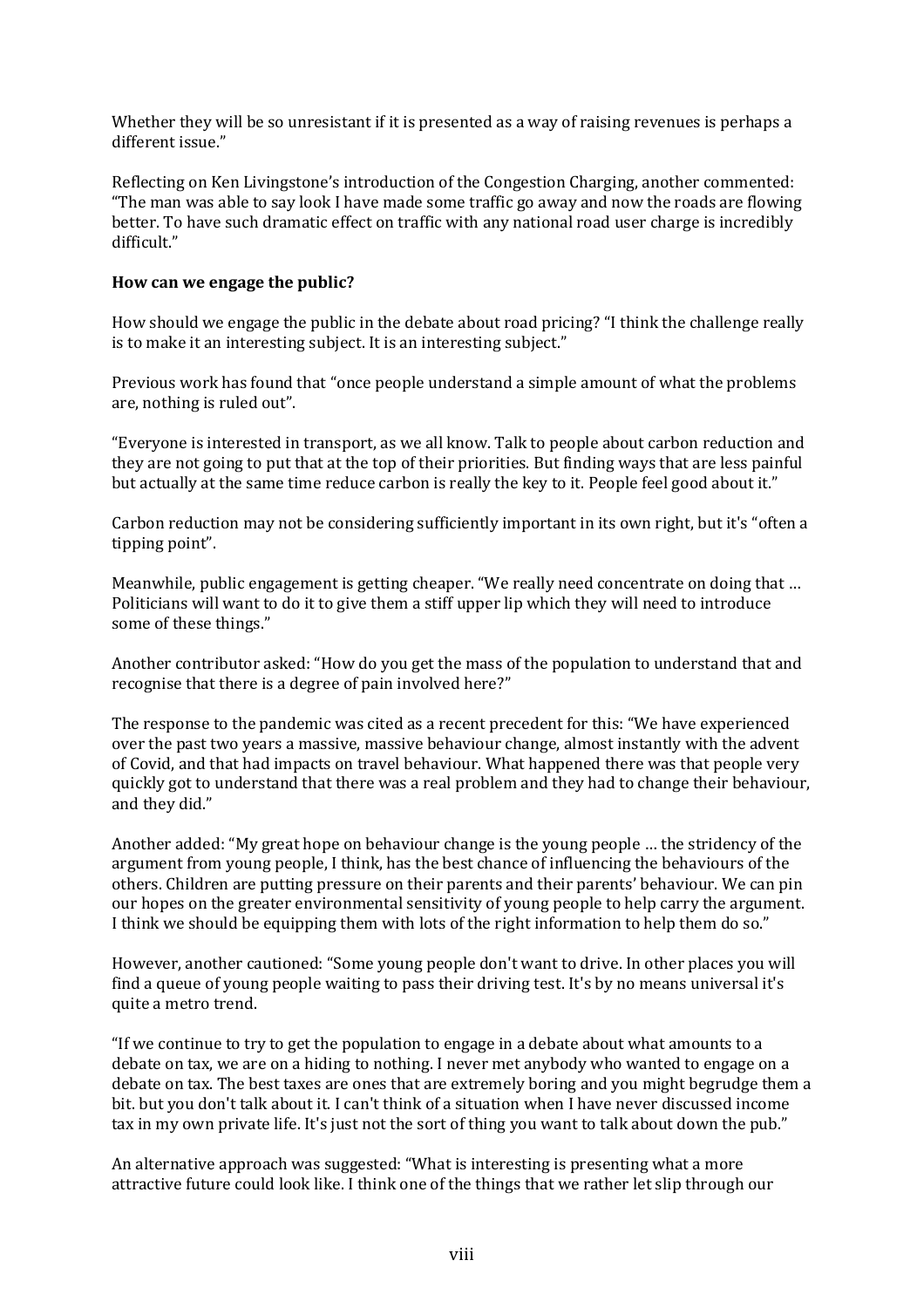Whether they will be so unresistant if it is presented as a way of raising revenues is perhaps a different issue."

Reflecting on Ken Livingstone's introduction of the Congestion Charging, another commented: "The man was able to say look I have made some traffic go away and now the roads are flowing better. To have such dramatic effect on traffic with any national road user charge is incredibly difficult."

**How can we engage the public?**

How should we engage the public in the debate about road pricing? "I think the challenge really is to make it an interesting subject. It is an interesting subject."

Previous work has found that "once people understand a simple amount of what the problems are, nothing is ruled out".

"Everyone is interested in transport, as we all know. Talk to people about carbon reduction and they are not going to put that at the top of their priorities. But finding ways that are less painful but actually at the same time reduce carbon is really the key to it. People feel good about it."

Carbon reduction may not be considering sufficiently important in its own right, but it's "often a tipping point".

Meanwhile, public engagement is getting cheaper. "We really need concentrate on doing that … Politicians will want to do it to give them a stiff upper lip which they will need to introduce some of these things."

Another contributor asked: "How do you get the mass of the population to understand that and recognise that there is a degree of pain involved here?"

The response to the pandemic was cited as a recent precedent for this: "We have experienced over the past two years a massive, massive behaviour change, almost instantly with the advent of Covid, and that had impacts on travel behaviour. What happened there was that people very quickly got to understand that there was a real problem and they had to change their behaviour, and they did."

Another added: "My great hope on behaviour change is the young people … the stridency of the argument from young people, I think, has the best chance of influencing the behaviours of the others. Children are putting pressure on their parents and their parents' behaviour. We can pin our hopes on the greater environmental sensitivity of young people to help carry the argument. I think we should be equipping them with lots of the right information to help them do so."

However, another cautioned: "Some young people don't want to drive. In other places you will find a queue of young people waiting to pass their driving test. It's by no means universal it's quite a metro trend.

"If we continue to try to get the population to engage in a debate about what amounts to a debate on tax, we are on a hiding to nothing. I never met anybody who wanted to engage on a debate on tax. The best taxes are ones that are extremely boring and you might begrudge them a bit. but you don't talk about it. I can't think of a situation when I have never discussed income tax in my own private life. It's just not the sort of thing you want to talk about down the pub."

An alternative approach was suggested: "What is interesting is presenting what a more attractive future could look like. I think one of the things that we rather let slip through our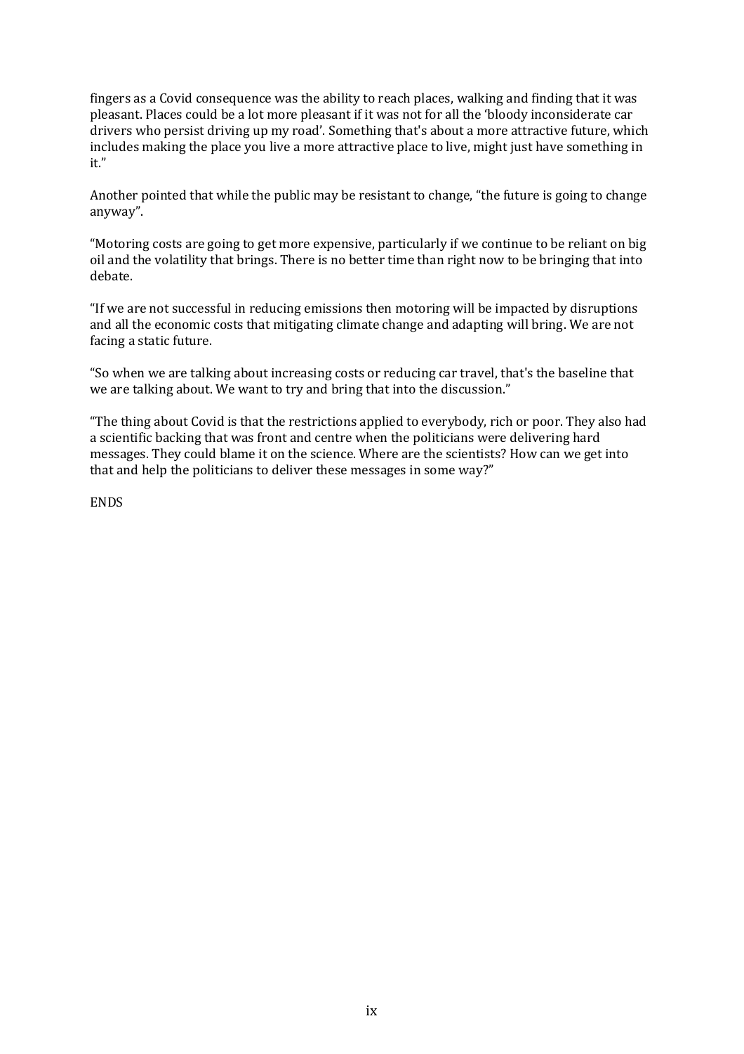fingers as a Covid consequence was the ability to reach places, walking and finding that it was pleasant. Places could be a lot more pleasant if it was not for all the 'bloody inconsiderate car drivers who persist driving up my road'. Something that's about a more attractive future, which includes making the place you live a more attractive place to live, might just have something in it."

Another pointed that while the public may be resistant to change, "the future is going to change anyway".

"Motoring costs are going to get more expensive, particularly if we continue to be reliant on big oil and the volatility that brings. There is no better time than right now to be bringing that into debate.

"If we are not successful in reducing emissions then motoring will be impacted by disruptions and all the economic costs that mitigating climate change and adapting will bring. We are not facing a static future.

"So when we are talking about increasing costs or reducing car travel, that's the baseline that we are talking about. We want to try and bring that into the discussion."

"The thing about Covid is that the restrictions applied to everybody, rich or poor. They also had a scientific backing that was front and centre when the politicians were delivering hard messages. They could blame it on the science. Where are the scientists? How can we get into that and help the politicians to deliver these messages in some way?"

ENDS